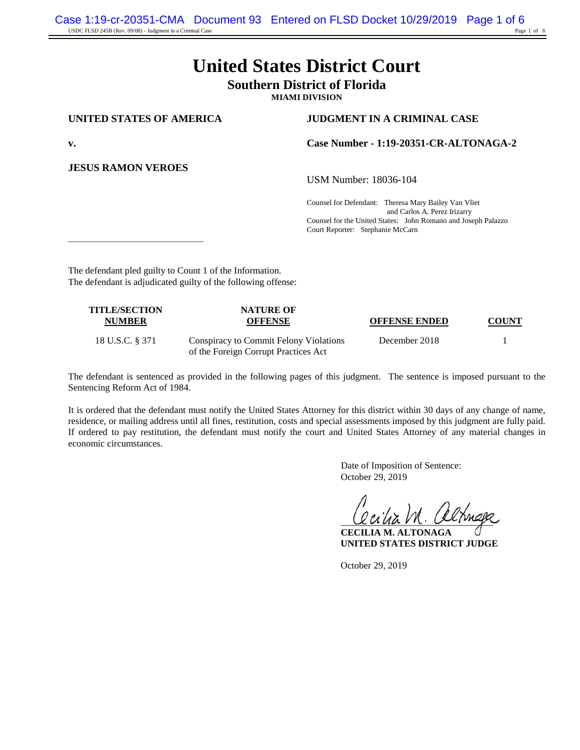# United States District Court

## Southern District of Florida

**MIAMI DIVISION**

**UNITED STATES OF AMERICA**

**v.**

**JESUS RAMON VEROES**

**JUDGMENT IN A CRIMINAL CASE**

**Case Number - 1:19-20351-CR-ALTONAGA-2**

USM Number: 18036-104

Counsel for Defendant: Theresa Mary Bailey Van Vliet and Carlos A. Perez Irizarry
Counsel for the United States: John Romano and Joseph Palazzo
Court Reporter: Stephanie McCarn

---

The defendant pled guilty to Count 1 of the Information.
The defendant is adjudicated guilty of the following offense:

| TITLE/SECTION NUMBER | NATURE OF OFFENSE | OFFENSE ENDED | COUNT |
|---|---|---|---|
| 18 U.S.C. § 371 | Conspiracy to Commit Felony Violations of the Foreign Corrupt Practices Act | December 2018 | 1 |

The defendant is sentenced as provided in the following pages of this judgment. The sentence is imposed pursuant to the Sentencing Reform Act of 1984.

It is ordered that the defendant must notify the United States Attorney for this district within 30 days of any change of name, residence, or mailing address until all fines, restitution, costs and special assessments imposed by this judgment are fully paid. If ordered to pay restitution, the defendant must notify the court and United States Attorney of any material changes in economic circumstances.

Date of Imposition of Sentence:
October 29, 2019

**CECILIA M. ALTONAGA**
**UNITED STATES DISTRICT JUDGE**

October 29, 2019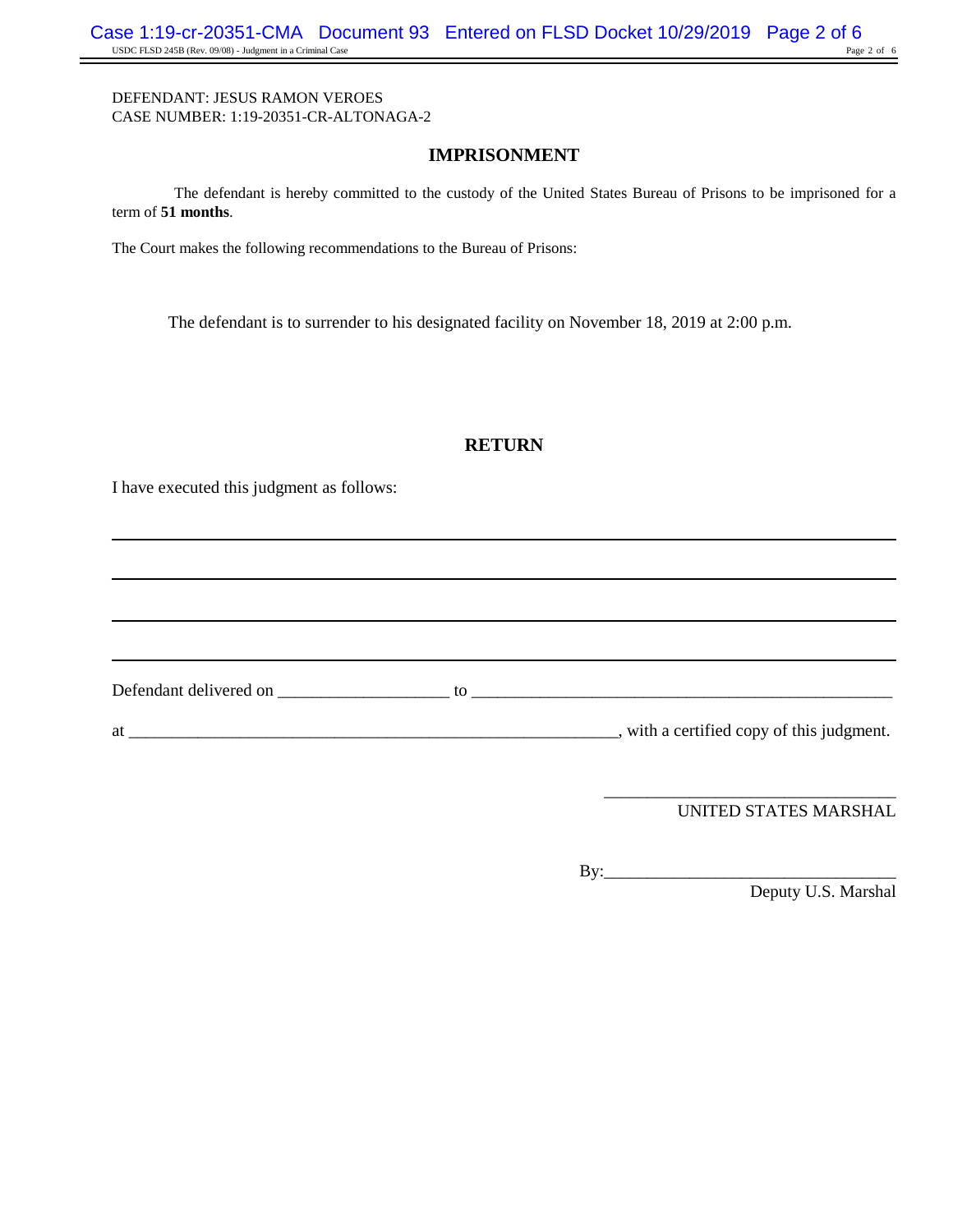DEFENDANT: JESUS RAMON VEROES
CASE NUMBER: 1:19-20351-CR-ALTONAGA-2

## IMPRISONMENT

The defendant is hereby committed to the custody of the United States Bureau of Prisons to be imprisoned for a term of **51 months**.

The Court makes the following recommendations to the Bureau of Prisons:

The defendant is to surrender to his designated facility on November 18, 2019 at 2:00 p.m.

## RETURN

I have executed this judgment as follows:

\_\_\_\_\_\_\_\_\_\_\_\_\_\_\_\_\_\_\_\_\_\_\_\_\_\_\_\_\_\_\_\_\_\_\_\_\_\_\_\_\_\_\_\_\_\_\_\_\_\_\_\_\_\_\_\_\_\_\_\_\_\_\_\_\_\_\_\_\_\_\_\_\_\_

\_\_\_\_\_\_\_\_\_\_\_\_\_\_\_\_\_\_\_\_\_\_\_\_\_\_\_\_\_\_\_\_\_\_\_\_\_\_\_\_\_\_\_\_\_\_\_\_\_\_\_\_\_\_\_\_\_\_\_\_\_\_\_\_\_\_\_\_\_\_\_\_\_\_

\_\_\_\_\_\_\_\_\_\_\_\_\_\_\_\_\_\_\_\_\_\_\_\_\_\_\_\_\_\_\_\_\_\_\_\_\_\_\_\_\_\_\_\_\_\_\_\_\_\_\_\_\_\_\_\_\_\_\_\_\_\_\_\_\_\_\_\_\_\_\_\_\_\_

\_\_\_\_\_\_\_\_\_\_\_\_\_\_\_\_\_\_\_\_\_\_\_\_\_\_\_\_\_\_\_\_\_\_\_\_\_\_\_\_\_\_\_\_\_\_\_\_\_\_\_\_\_\_\_\_\_\_\_\_\_\_\_\_\_\_\_\_\_\_\_\_\_\_

Defendant delivered on \_\_\_\_\_\_\_\_\_\_\_\_\_\_\_\_\_\_\_\_ to \_\_\_\_\_\_\_\_\_\_\_\_\_\_\_\_\_\_\_\_\_\_\_\_\_\_\_\_\_\_\_\_\_\_\_\_\_\_\_\_\_\_\_\_\_\_\_\_

at \_\_\_\_\_\_\_\_\_\_\_\_\_\_\_\_\_\_\_\_\_\_\_\_\_\_\_\_\_\_\_\_\_\_\_\_\_\_\_\_\_\_\_\_\_\_\_\_\_\_\_\_\_\_\_\_\_\_\_\_, with a certified copy of this judgment.

\_\_\_\_\_\_\_\_\_\_\_\_\_\_\_\_\_\_\_\_\_\_\_\_\_\_\_\_\_\_\_\_\_\_\_\_
UNITED STATES MARSHAL

By:\_\_\_\_\_\_\_\_\_\_\_\_\_\_\_\_\_\_\_\_\_\_\_\_\_\_\_\_\_\_\_\_\_\_\_\_
Deputy U.S. Marshal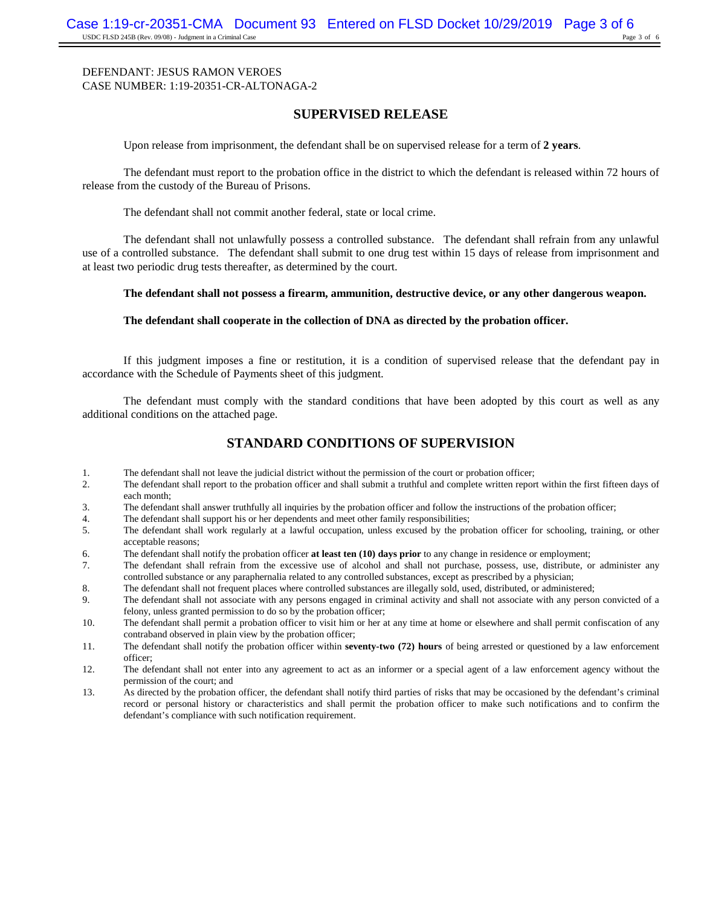DEFENDANT: JESUS RAMON VEROES
CASE NUMBER: 1:19-20351-CR-ALTONAGA-2

## SUPERVISED RELEASE

Upon release from imprisonment, the defendant shall be on supervised release for a term of **2 years**.

The defendant must report to the probation office in the district to which the defendant is released within 72 hours of release from the custody of the Bureau of Prisons.

The defendant shall not commit another federal, state or local crime.

The defendant shall not unlawfully possess a controlled substance. The defendant shall refrain from any unlawful use of a controlled substance. The defendant shall submit to one drug test within 15 days of release from imprisonment and at least two periodic drug tests thereafter, as determined by the court.

**The defendant shall not possess a firearm, ammunition, destructive device, or any other dangerous weapon.**

**The defendant shall cooperate in the collection of DNA as directed by the probation officer.**

If this judgment imposes a fine or restitution, it is a condition of supervised release that the defendant pay in accordance with the Schedule of Payments sheet of this judgment.

The defendant must comply with the standard conditions that have been adopted by this court as well as any additional conditions on the attached page.

## STANDARD CONDITIONS OF SUPERVISION

1. The defendant shall not leave the judicial district without the permission of the court or probation officer;
2. The defendant shall report to the probation officer and shall submit a truthful and complete written report within the first fifteen days of each month;
3. The defendant shall answer truthfully all inquiries by the probation officer and follow the instructions of the probation officer;
4. The defendant shall support his or her dependents and meet other family responsibilities;
5. The defendant shall work regularly at a lawful occupation, unless excused by the probation officer for schooling, training, or other acceptable reasons;
6. The defendant shall notify the probation officer **at least ten (10) days prior** to any change in residence or employment;
7. The defendant shall refrain from the excessive use of alcohol and shall not purchase, possess, use, distribute, or administer any controlled substance or any paraphernalia related to any controlled substances, except as prescribed by a physician;
8. The defendant shall not frequent places where controlled substances are illegally sold, used, distributed, or administered;
9. The defendant shall not associate with any persons engaged in criminal activity and shall not associate with any person convicted of a felony, unless granted permission to do so by the probation officer;
10. The defendant shall permit a probation officer to visit him or her at any time at home or elsewhere and shall permit confiscation of any contraband observed in plain view by the probation officer;
11. The defendant shall notify the probation officer within **seventy-two (72) hours** of being arrested or questioned by a law enforcement officer;
12. The defendant shall not enter into any agreement to act as an informer or a special agent of a law enforcement agency without the permission of the court; and
13. As directed by the probation officer, the defendant shall notify third parties of risks that may be occasioned by the defendant's criminal record or personal history or characteristics and shall permit the probation officer to make such notifications and to confirm the defendant's compliance with such notification requirement.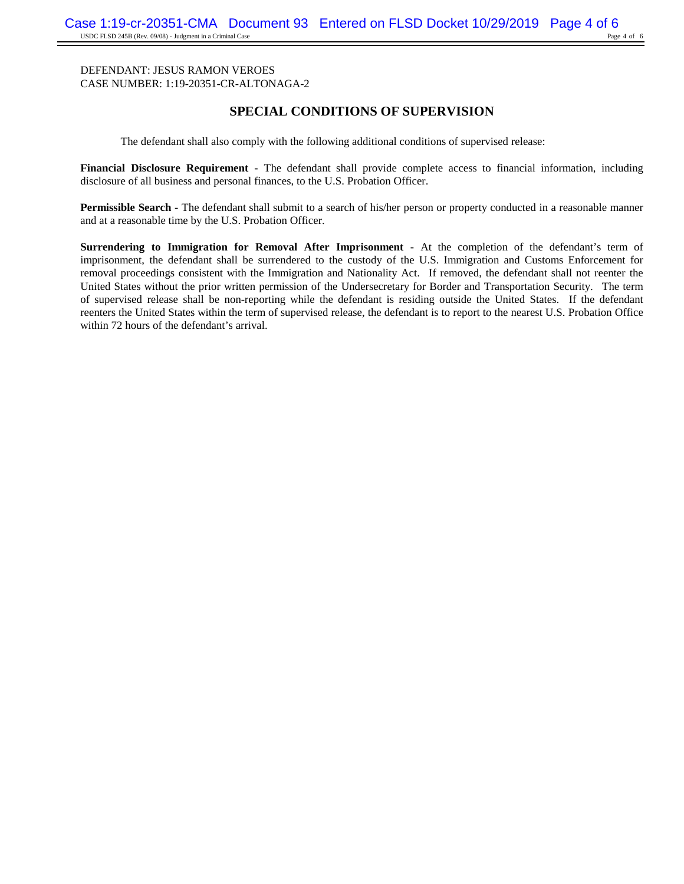DEFENDANT: JESUS RAMON VEROES
CASE NUMBER: 1:19-20351-CR-ALTONAGA-2

## SPECIAL CONDITIONS OF SUPERVISION

The defendant shall also comply with the following additional conditions of supervised release:

**Financial Disclosure Requirement** - The defendant shall provide complete access to financial information, including disclosure of all business and personal finances, to the U.S. Probation Officer.

**Permissible Search** - The defendant shall submit to a search of his/her person or property conducted in a reasonable manner and at a reasonable time by the U.S. Probation Officer.

**Surrendering to Immigration for Removal After Imprisonment** - At the completion of the defendant's term of imprisonment, the defendant shall be surrendered to the custody of the U.S. Immigration and Customs Enforcement for removal proceedings consistent with the Immigration and Nationality Act. If removed, the defendant shall not reenter the United States without the prior written permission of the Undersecretary for Border and Transportation Security. The term of supervised release shall be non-reporting while the defendant is residing outside the United States. If the defendant reenters the United States within the term of supervised release, the defendant is to report to the nearest U.S. Probation Office within 72 hours of the defendant's arrival.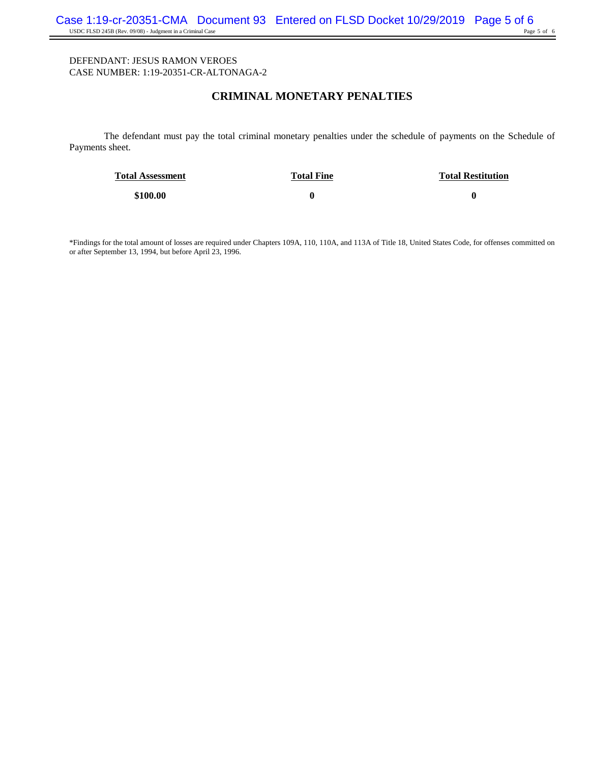DEFENDANT: JESUS RAMON VEROES
CASE NUMBER: 1:19-20351-CR-ALTONAGA-2

## CRIMINAL MONETARY PENALTIES

The defendant must pay the total criminal monetary penalties under the schedule of payments on the Schedule of Payments sheet.

| Total Assessment | Total Fine | Total Restitution |
|---|---|---|
| **$100.00** | **0** | **0** |

*Findings for the total amount of losses are required under Chapters 109A, 110, 110A, and 113A of Title 18, United States Code, for offenses committed on or after September 13, 1994, but before April 23, 1996.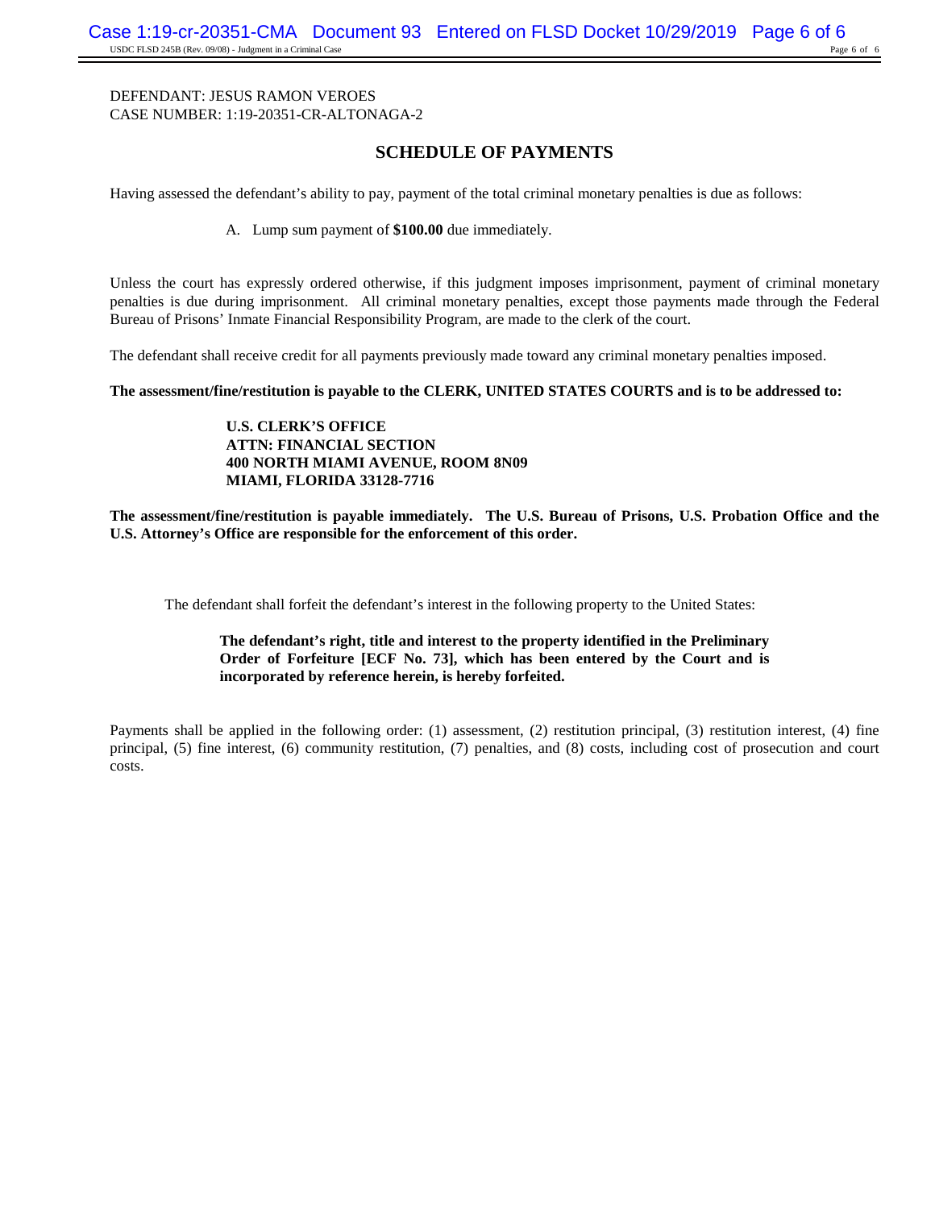DEFENDANT: JESUS RAMON VEROES
CASE NUMBER: 1:19-20351-CR-ALTONAGA-2

## SCHEDULE OF PAYMENTS

Having assessed the defendant's ability to pay, payment of the total criminal monetary penalties is due as follows:

A. Lump sum payment of **$100.00** due immediately.

Unless the court has expressly ordered otherwise, if this judgment imposes imprisonment, payment of criminal monetary penalties is due during imprisonment. All criminal monetary penalties, except those payments made through the Federal Bureau of Prisons' Inmate Financial Responsibility Program, are made to the clerk of the court.

The defendant shall receive credit for all payments previously made toward any criminal monetary penalties imposed.

**The assessment/fine/restitution is payable to the CLERK, UNITED STATES COURTS and is to be addressed to:**

**U.S. CLERK'S OFFICE**
**ATTN: FINANCIAL SECTION**
**400 NORTH MIAMI AVENUE, ROOM 8N09**
**MIAMI, FLORIDA 33128-7716**

**The assessment/fine/restitution is payable immediately. The U.S. Bureau of Prisons, U.S. Probation Office and the U.S. Attorney's Office are responsible for the enforcement of this order.**

The defendant shall forfeit the defendant's interest in the following property to the United States:

**The defendant's right, title and interest to the property identified in the Preliminary Order of Forfeiture [ECF No. 73], which has been entered by the Court and is incorporated by reference herein, is hereby forfeited.**

Payments shall be applied in the following order: (1) assessment, (2) restitution principal, (3) restitution interest, (4) fine principal, (5) fine interest, (6) community restitution, (7) penalties, and (8) costs, including cost of prosecution and court costs.